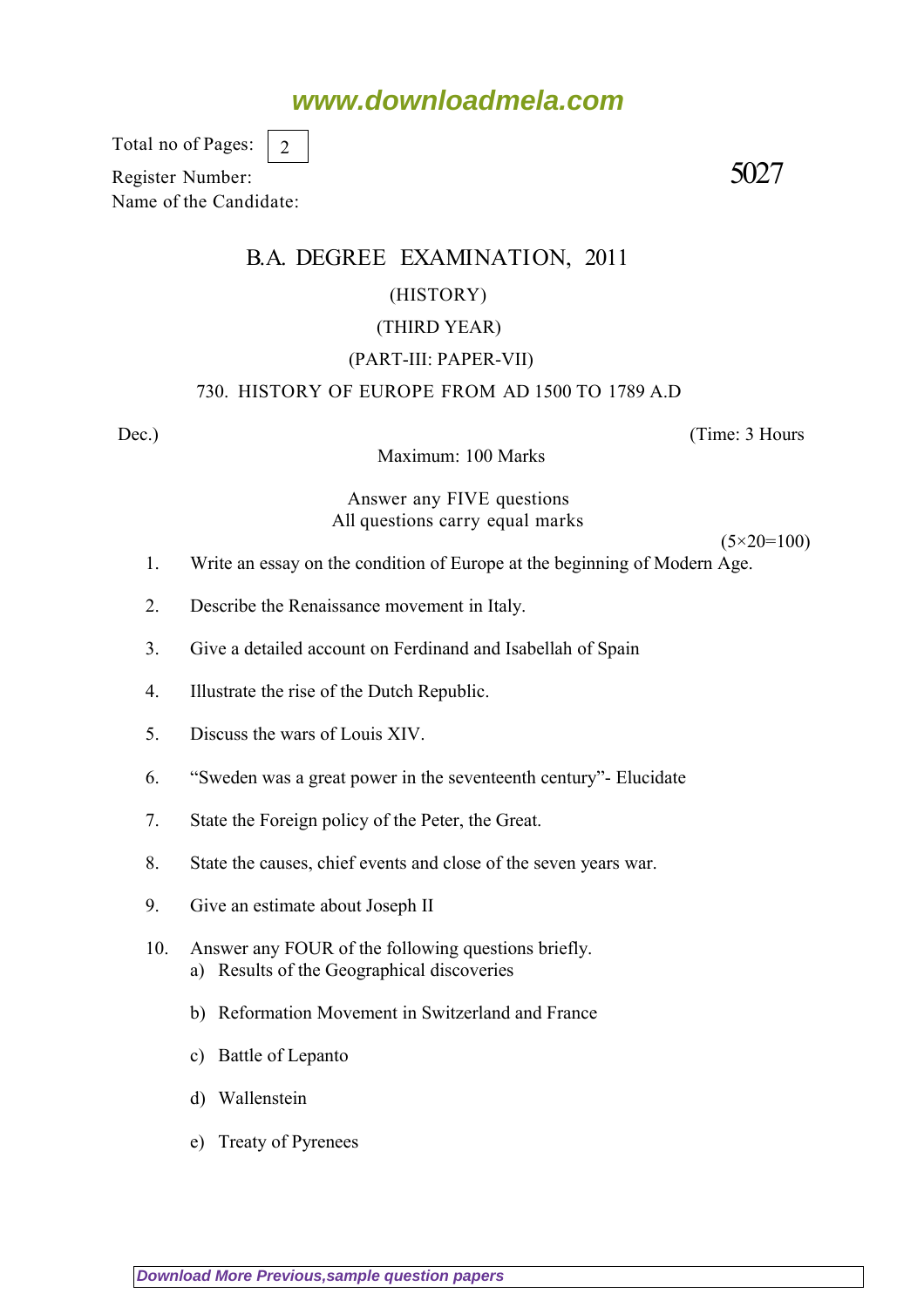www.downloadmela.com

Total no of Pages: 2

Register Number:

Name of the Candidate:

5027

# B.A. DEGREE EXAMINATION, 2011

(HISTORY)

(THIRD YEAR)

(PART-III: PAPER-VII)

730. HISTORY OF EUROPE FROM AD 1500 TO 1789 A.D

Dec.) (Time: 3 Hours

Maximum: 100 Marks

Answer any FIVE questions
All questions carry equal marks

(5×20=100)

1. Write an essay on the condition of Europe at the beginning of Modern Age.
2. Describe the Renaissance movement in Italy.
3. Give a detailed account on Ferdinand and Isabellah of Spain
4. Illustrate the rise of the Dutch Republic.
5. Discuss the wars of Louis XIV.
6. "Sweden was a great power in the seventeenth century"- Elucidate
7. State the Foreign policy of the Peter, the Great.
8. State the causes, chief events and close of the seven years war.
9. Give an estimate about Joseph II
10. Answer any FOUR of the following questions briefly.
    a) Results of the Geographical discoveries
    b) Reformation Movement in Switzerland and France
    c) Battle of Lepanto
    d) Wallenstein
    e) Treaty of Pyrenees

Download More Previous,sample question papers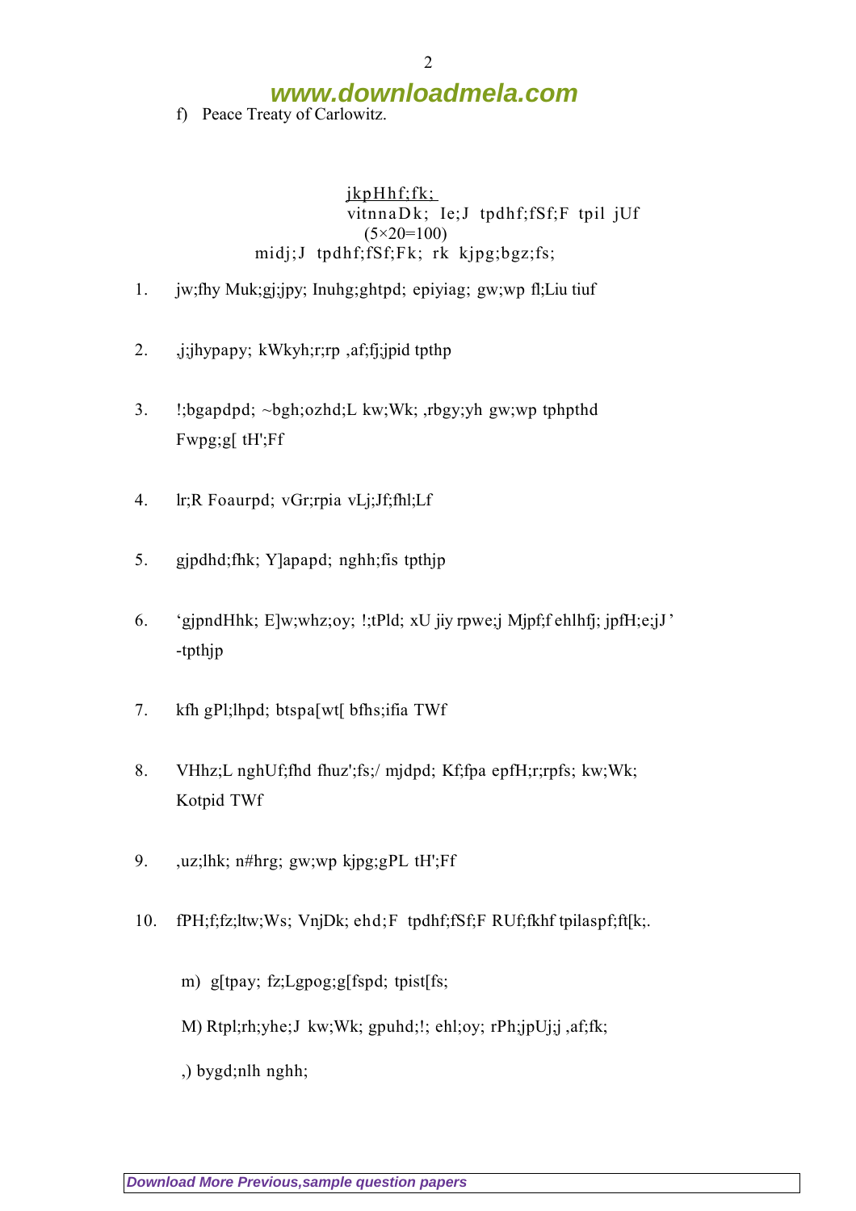f) Peace Treaty of Carlowitz.

jkpHhf;fk;

vitnnaDk; Ie;J tpdhf;fSf;F tpil jUf

(5×20=100)

midj;J tpdhf;fSf;Fk; rk kjpg;bgz;fs;

1. jw;fhy Muk;gj;jpy; Inuhg;ghtpd; epiyiag; gw;wp fl;Liu tiuf

2. ,j;jhypapy; kWkyh;r;rp ,af;fj;jpid tpthp

3. !;bgapdpd; ~bgh;ozhd;L kw;Wk; ,rbgy;yh gw;wp tphpthd Fwpg;g[ tH';Ff

4. lr;R Foaurpd; vGr;rpia vLj;Jf;fhl;Lf

5. gjpdhd;fhk; Y]apapd; nghh;fis tpthjp

6. 'gjpndHhk; E]w;whz;oy; !;tPld; xU jiy rpwe;j Mjpf;f ehlhf;fj; jpfH;e;jJ' -tpthjp

7. kfh gPl;lhpd; btspa[wt[ bfhs;ifia TWf

8. VHhz;L nghUf;fhd fhuz';fs;/ mjdpd; Kf;fpa epfH;r;rpfs; kw;Wk; Kotpid TWf

9. ,uz;lhk; n#hrg; gw;wp kjpg;gPL tH';Ff

10. fPH;f;fz;ltw;Ws; VnjDk; ehd;F tpdhf;fSf;F RUf;fkhf tpilaspf;ft[k;.

m) g[tpay; fz;Lgpog;g[fspd; tpist[fs;

M) Rtpl;rh;yhe;J kw;Wk; gpuhd;!; ehl;oy; rPh;jpUj;j ,af;fk;

,) bygd;nlh nghh;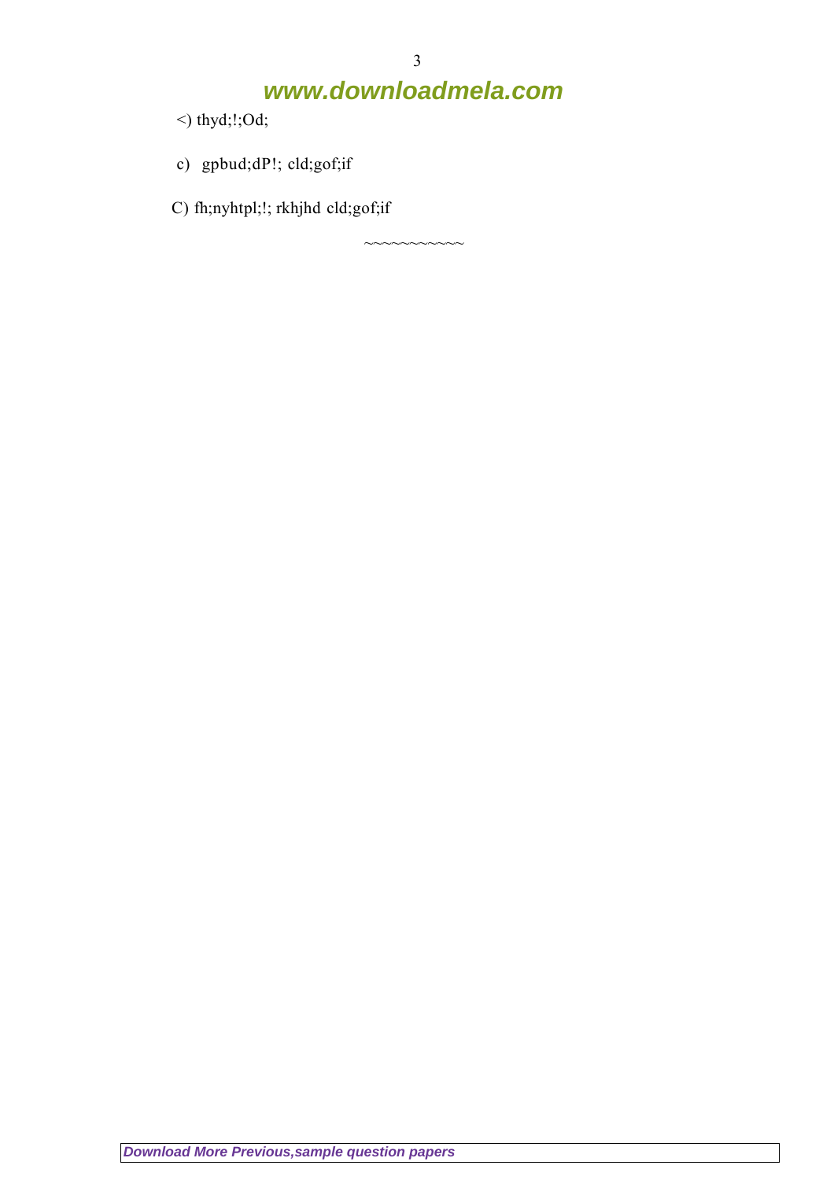<) thyd;!;Od;

c) gpbud;dP!; cld;gof;if

C) fh;nyhtpl;!; rkhjhd cld;gof;if

~~~~~~~~~~~